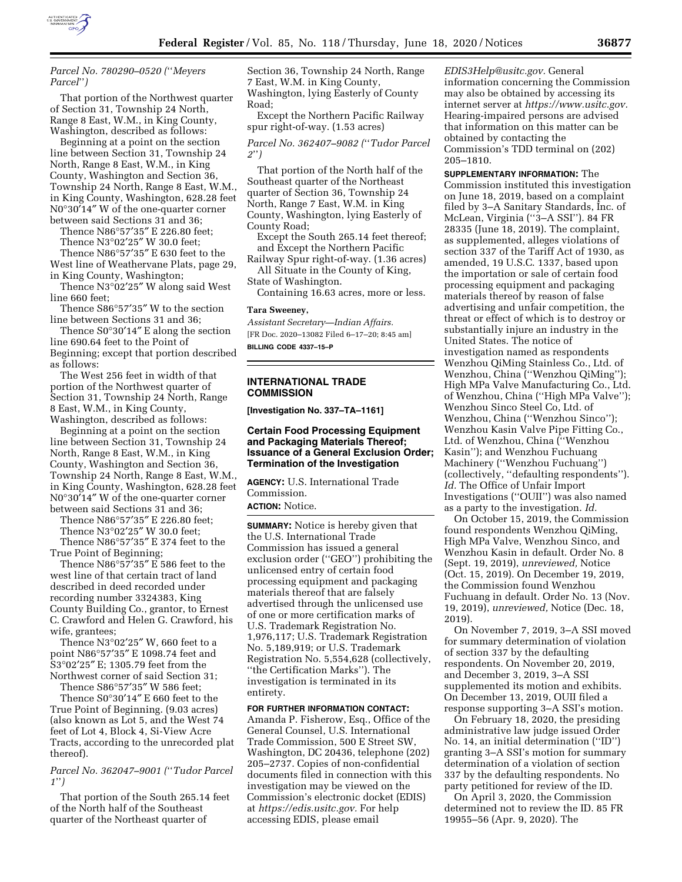*Parcel No. 780290–0520 (''Meyers Parcel'')*

That portion of the Northwest quarter of Section 31, Township 24 North, Range 8 East, W.M., in King County, Washington, described as follows:

Beginning at a point on the section line between Section 31, Township 24 North, Range 8 East, W.M., in King County, Washington and Section 36, Township 24 North, Range 8 East, W.M., in King County, Washington, 628.28 feet N0°30′14″ W of the one-quarter corner between said Sections 31 and 36;

Thence N86°57′35″ E 226.80 feet;

Thence N3°02′25″ W 30.0 feet;

Thence N86°57′35″ E 630 feet to the West line of Weathervane Plats, page 29, in King County, Washington;

Thence N3°02′25″ W along said West line 660 feet;

Thence S86°57′35″ W to the section line between Sections 31 and 36;

Thence S0°30′14″ E along the section line 690.64 feet to the Point of Beginning; except that portion described as follows:

The West 256 feet in width of that portion of the Northwest quarter of Section 31, Township 24 North, Range 8 East, W.M., in King County, Washington, described as follows:

Beginning at a point on the section line between Section 31, Township 24 North, Range 8 East, W.M., in King County, Washington and Section 36, Township 24 North, Range 8 East, W.M., in King County, Washington, 628.28 feet N0°30′14″ W of the one-quarter corner between said Sections 31 and 36;

Thence N86°57′35″ E 226.80 feet;

Thence N3°02′25″ W 30.0 feet;

Thence N86°57′35″ E 374 feet to the True Point of Beginning;

Thence N86°57′35″ E 586 feet to the west line of that certain tract of land described in deed recorded under recording number 3324383, King County Building Co., grantor, to Ernest C. Crawford and Helen G. Crawford, his wife, grantees;

Thence N3°02′25″ W, 660 feet to a point N86°57′35″ E 1098.74 feet and S3°02′25″ E; 1305.79 feet from the Northwest corner of said Section 31;

Thence S86°57′35″ W 586 feet;

Thence S0°30′14″ E 660 feet to the True Point of Beginning. (9.03 acres) (also known as Lot 5, and the West 74 feet of Lot 4, Block 4, Si-View Acre Tracts, according to the unrecorded plat thereof).

*Parcel No. 362047–9001 (''Tudor Parcel 1'')*

That portion of the South 265.14 feet of the North half of the Southeast quarter of the Northeast quarter of Section 36, Township 24 North, Range 7 East, W.M. in King County, Washington, lying Easterly of County Road;

Except the Northern Pacific Railway spur right-of-way. (1.53 acres)

*Parcel No. 362407–9082 (''Tudor Parcel 2'')*

That portion of the North half of the Southeast quarter of the Northeast quarter of Section 36, Township 24 North, Range 7 East, W.M. in King County, Washington, lying Easterly of County Road;

Except the South 265.14 feet thereof; and Except the Northern Pacific Railway Spur right-of-way. (1.36 acres)

All Situate in the County of King, State of Washington.

Containing 16.63 acres, more or less.

**Tara Sweeney,**

*Assistant Secretary—Indian Affairs.*

[FR Doc. 2020–13082 Filed 6–17–20; 8:45 am]

**BILLING CODE 4337–15–P**

## INTERNATIONAL TRADE COMMISSION

**[Investigation No. 337–TA–1161]**

### Certain Food Processing Equipment and Packaging Materials Thereof; Issuance of a General Exclusion Order; Termination of the Investigation

**AGENCY:** U.S. International Trade Commission.

**ACTION:** Notice.

**SUMMARY:** Notice is hereby given that the U.S. International Trade Commission has issued a general exclusion order (''GEO'') prohibiting the unlicensed entry of certain food processing equipment and packaging materials thereof that are falsely advertised through the unlicensed use of one or more certification marks of U.S. Trademark Registration No. 1,976,117; U.S. Trademark Registration No. 5,189,919; or U.S. Trademark Registration No. 5,554,628 (collectively, ''the Certification Marks''). The investigation is terminated in its entirety.

**FOR FURTHER INFORMATION CONTACT:** Amanda P. Fisherow, Esq., Office of the General Counsel, U.S. International Trade Commission, 500 E Street SW, Washington, DC 20436, telephone (202) 205–2737. Copies of non-confidential documents filed in connection with this investigation may be viewed on the Commission's electronic docket (EDIS) at *https://edis.usitc.gov.* For help accessing EDIS, please email *EDIS3Help@usitc.gov.* General information concerning the Commission may also be obtained by accessing its internet server at *https://www.usitc.gov.* Hearing-impaired persons are advised that information on this matter can be obtained by contacting the Commission's TDD terminal on (202) 205–1810.

**SUPPLEMENTARY INFORMATION:** The Commission instituted this investigation on June 18, 2019, based on a complaint filed by 3–A Sanitary Standards, Inc. of McLean, Virginia (''3–A SSI''). 84 FR 28335 (June 18, 2019). The complaint, as supplemented, alleges violations of section 337 of the Tariff Act of 1930, as amended, 19 U.S.C. 1337, based upon the importation or sale of certain food processing equipment and packaging materials thereof by reason of false advertising and unfair competition, the threat or effect of which is to destroy or substantially injure an industry in the United States. The notice of investigation named as respondents Wenzhou QiMing Stainless Co., Ltd. of Wenzhou, China (''Wenzhou QiMing''); High MPa Valve Manufacturing Co., Ltd. of Wenzhou, China (''High MPa Valve''); Wenzhou Sinco Steel Co, Ltd. of Wenzhou, China (''Wenzhou Sinco''); Wenzhou Kasin Valve Pipe Fitting Co., Ltd. of Wenzhou, China (''Wenzhou Kasin''); and Wenzhou Fuchuang Machinery (''Wenzhou Fuchuang'') (collectively, ''defaulting respondents''). *Id.* The Office of Unfair Import Investigations (''OUII'') was also named as a party to the investigation. *Id.*

On October 15, 2019, the Commission found respondents Wenzhou QiMing, High MPa Valve, Wenzhou Sinco, and Wenzhou Kasin in default. Order No. 8 (Sept. 19, 2019), *unreviewed,* Notice (Oct. 15, 2019). On December 19, 2019, the Commission found Wenzhou Fuchuang in default. Order No. 13 (Nov. 19, 2019), *unreviewed,* Notice (Dec. 18, 2019).

On November 7, 2019, 3–A SSI moved for summary determination of violation of section 337 by the defaulting respondents. On November 20, 2019, and December 3, 2019, 3–A SSI supplemented its motion and exhibits. On December 13, 2019, OUII filed a response supporting 3–A SSI's motion.

On February 18, 2020, the presiding administrative law judge issued Order No. 14, an initial determination (''ID'') granting 3–A SSI's motion for summary determination of a violation of section 337 by the defaulting respondents. No party petitioned for review of the ID.

On April 3, 2020, the Commission determined not to review the ID. 85 FR 19955–56 (Apr. 9, 2020). The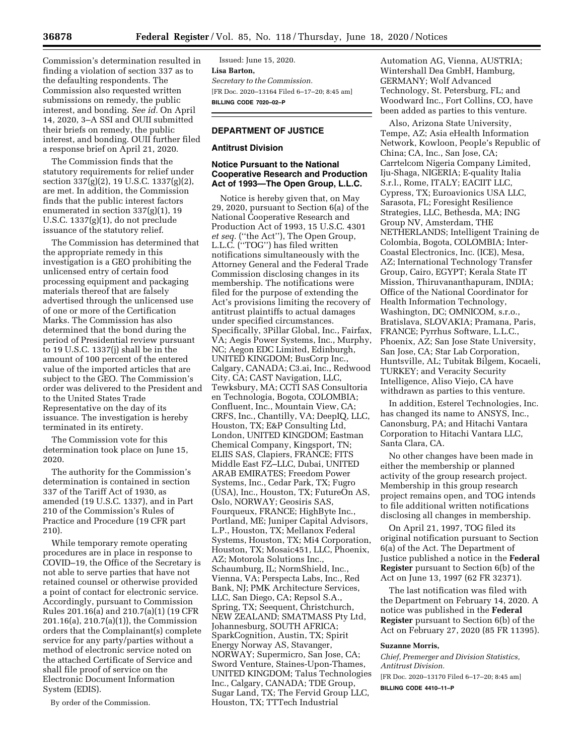Commission's determination resulted in finding a violation of section 337 as to the defaulting respondents. The Commission also requested written submissions on remedy, the public interest, and bonding. *See id.* On April 14, 2020, 3–A SSI and OUII submitted their briefs on remedy, the public interest, and bonding. OUII further filed a response brief on April 21, 2020.

The Commission finds that the statutory requirements for relief under section 337(g)(2), 19 U.S.C. 1337(g)(2), are met. In addition, the Commission finds that the public interest factors enumerated in section 337(g)(1), 19 U.S.C. 1337(g)(1), do not preclude issuance of the statutory relief.

The Commission has determined that the appropriate remedy in this investigation is a GEO prohibiting the unlicensed entry of certain food processing equipment and packaging materials thereof that are falsely advertised through the unlicensed use of one or more of the Certification Marks. The Commission has also determined that the bond during the period of Presidential review pursuant to 19 U.S.C. 1337(j) shall be in the amount of 100 percent of the entered value of the imported articles that are subject to the GEO. The Commission's order was delivered to the President and to the United States Trade Representative on the day of its issuance. The investigation is hereby terminated in its entirety.

The Commission vote for this determination took place on June 15, 2020.

The authority for the Commission's determination is contained in section 337 of the Tariff Act of 1930, as amended (19 U.S.C. 1337), and in Part 210 of the Commission's Rules of Practice and Procedure (19 CFR part 210).

While temporary remote operating procedures are in place in response to COVID–19, the Office of the Secretary is not able to serve parties that have not retained counsel or otherwise provided a point of contact for electronic service. Accordingly, pursuant to Commission Rules 201.16(a) and 210.7(a)(1) (19 CFR 201.16(a), 210.7(a)(1)), the Commission orders that the Complainant(s) complete service for any party/parties without a method of electronic service noted on the attached Certificate of Service and shall file proof of service on the Electronic Document Information System (EDIS).

By order of the Commission.

Issued: June 15, 2020.

**Lisa Barton,**

*Secretary to the Commission.*

[FR Doc. 2020–13164 Filed 6–17–20; 8:45 am]

**BILLING CODE 7020–02–P**

## DEPARTMENT OF JUSTICE

### Antitrust Division

### Notice Pursuant to the National Cooperative Research and Production Act of 1993—The Open Group, L.L.C.

Notice is hereby given that, on May 29, 2020, pursuant to Section 6(a) of the National Cooperative Research and Production Act of 1993, 15 U.S.C. 4301 *et seq.* (''the Act''), The Open Group, L.L.C. (''TOG'') has filed written notifications simultaneously with the Attorney General and the Federal Trade Commission disclosing changes in its membership. The notifications were filed for the purpose of extending the Act's provisions limiting the recovery of antitrust plaintiffs to actual damages under specified circumstances. Specifically, 3Pillar Global, Inc., Fairfax, VA; Aegis Power Systems, Inc., Murphy, NC; Aegon EDC Limited, Edinburgh, UNITED KINGDOM; BusCorp Inc., Calgary, CANADA; C3.ai, Inc., Redwood City, CA; CAST Navigation, LLC, Tewksbury, MA; CCTI SAS Consultoria en Technologia, Bogota, COLOMBIA; Confluent, Inc., Mountain View, CA; CRFS, Inc., Chantilly, VA; DeepIQ, LLC, Houston, TX; E&P Consulting Ltd, London, UNITED KINGDOM; Eastman Chemical Company, Kingsport, TN; ELIIS SAS, Clapiers, FRANCE; FITS Middle East FZ–LLC, Dubai, UNITED ARAB EMIRATES; Freedom Power Systems, Inc., Cedar Park, TX; Fugro (USA), Inc., Houston, TX; FutureOn AS, Oslo, NORWAY; Geosiris SAS, Fourqueux, FRANCE; HighByte Inc., Portland, ME; Juniper Capital Advisors, L.P., Houston, TX; Mellanox Federal Systems, Houston, TX; Mi4 Corporation, Houston, TX; Mosaic451, LLC, Phoenix, AZ; Motorola Solutions Inc., Schaumburg, IL; NormShield, Inc., Vienna, VA; Perspecta Labs, Inc., Red Bank, NJ; PMK Architecture Services, LLC, San Diego, CA; Repsol S.A., Spring, TX; Seequent, Christchurch, NEW ZEALAND; SMATMASS Pty Ltd, Johannesburg, SOUTH AFRICA; SparkCognition, Austin, TX; Spirit Energy Norway AS, Stavanger, NORWAY; Supermicro, San Jose, CA; Sword Venture, Staines-Upon-Thames, UNITED KINGDOM; Talus Technologies Inc., Calgary, CANADA; TDE Group, Sugar Land, TX; The Fervid Group LLC, Houston, TX; TTTech Industrial Automation AG, Vienna, AUSTRIA; Wintershall Dea GmbH, Hamburg, GERMANY; Wolf Advanced Technology, St. Petersburg, FL; and Woodward Inc., Fort Collins, CO, have been added as parties to this venture.

Also, Arizona State University, Tempe, AZ; Asia eHealth Information Network, Kowloon, People's Republic of China; CA, Inc., San Jose, CA; Carrtelcom Nigeria Company Limited, Iju-Shaga, NIGERIA; E-quality Italia S.r.l., Rome, ITALY; EACIIT LLC, Cypress, TX; Euroavionics USA LLC, Sarasota, FL; Foresight Resilience Strategies, LLC, Bethesda, MA; ING Group NV, Amsterdam, THE NETHERLANDS; Intelligent Training de Colombia, Bogota, COLOMBIA; Inter-Coastal Electronics, Inc. (ICE), Mesa, AZ; International Technology Transfer Group, Cairo, EGYPT; Kerala State IT Mission, Thiruvananthapuram, INDIA; Office of the National Coordinator for Health Information Technology, Washington, DC; OMNICOM, s.r.o., Bratislava, SLOVAKIA; Pramana, Paris, FRANCE; Pyrrhus Software, L.L.C., Phoenix, AZ; San Jose State University, San Jose, CA; Star Lab Corporation, Huntsville, AL; Tubitak Bilgem, Kocaeli, TURKEY; and Veracity Security Intelligence, Aliso Viejo, CA have withdrawn as parties to this venture.

In addition, Esterel Technologies, Inc. has changed its name to ANSYS, Inc., Canonsburg, PA; and Hitachi Vantara Corporation to Hitachi Vantara LLC, Santa Clara, CA.

No other changes have been made in either the membership or planned activity of the group research project. Membership in this group research project remains open, and TOG intends to file additional written notifications disclosing all changes in membership.

On April 21, 1997, TOG filed its original notification pursuant to Section 6(a) of the Act. The Department of Justice published a notice in the **Federal Register** pursuant to Section 6(b) of the Act on June 13, 1997 (62 FR 32371).

The last notification was filed with the Department on February 14, 2020. A notice was published in the **Federal Register** pursuant to Section 6(b) of the Act on February 27, 2020 (85 FR 11395).

**Suzanne Morris,**

*Chief, Premerger and Division Statistics, Antitrust Division.*

[FR Doc. 2020–13170 Filed 6–17–20; 8:45 am]

**BILLING CODE 4410–11–P**